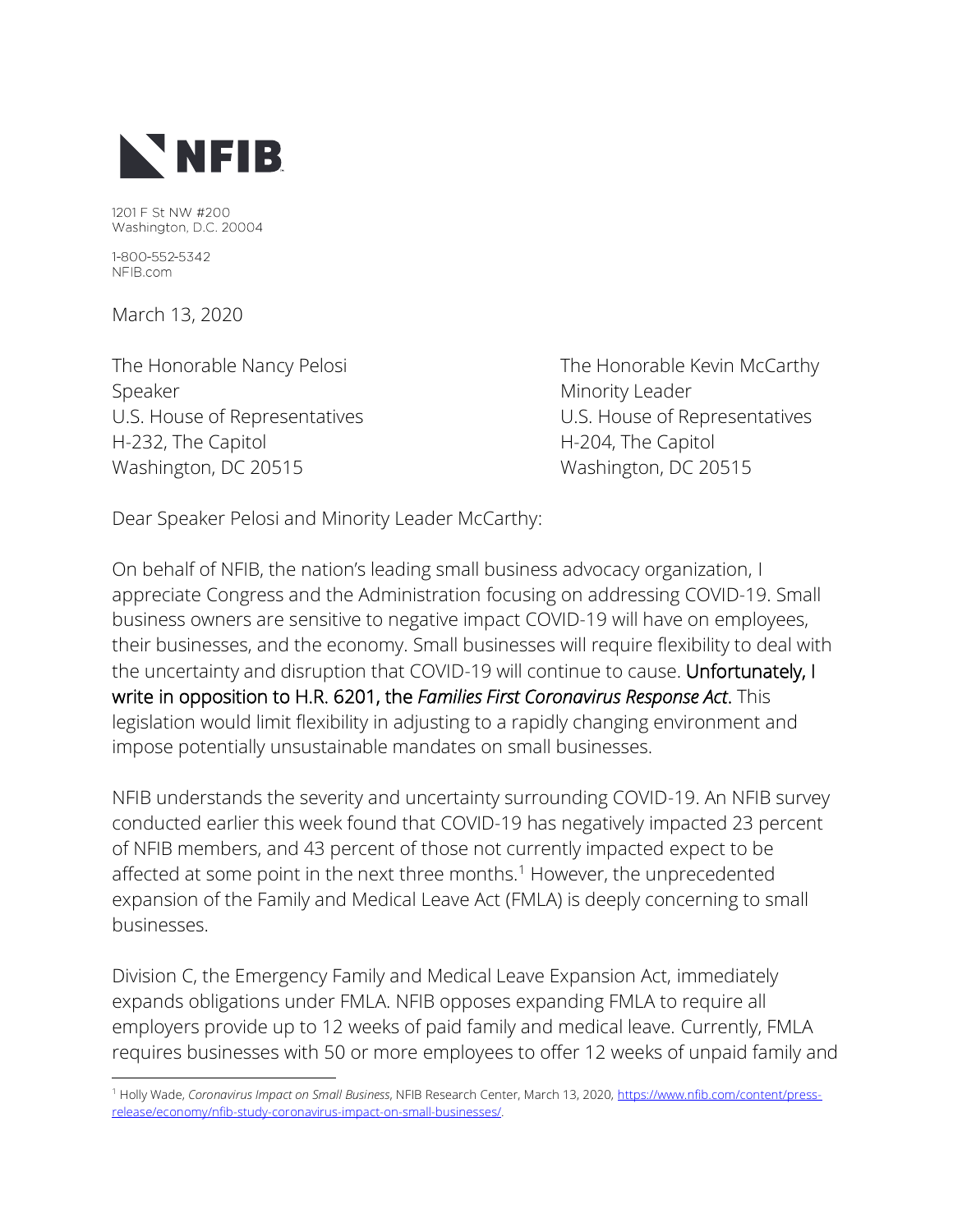**NFIB**

1201 F St NW #200
Washington, D.C. 20004

1-800-552-5342
NFIB.com

March 13, 2020

The Honorable Nancy Pelosi
Speaker
U.S. House of Representatives
H-232, The Capitol
Washington, DC 20515

The Honorable Kevin McCarthy
Minority Leader
U.S. House of Representatives
H-204, The Capitol
Washington, DC 20515

Dear Speaker Pelosi and Minority Leader McCarthy:

On behalf of NFIB, the nation's leading small business advocacy organization, I appreciate Congress and the Administration focusing on addressing COVID-19. Small business owners are sensitive to negative impact COVID-19 will have on employees, their businesses, and the economy. Small businesses will require flexibility to deal with the uncertainty and disruption that COVID-19 will continue to cause. **Unfortunately, I write in opposition to H.R. 6201, the *Families First Coronavirus Response Act*.** This legislation would limit flexibility in adjusting to a rapidly changing environment and impose potentially unsustainable mandates on small businesses.

NFIB understands the severity and uncertainty surrounding COVID-19. An NFIB survey conducted earlier this week found that COVID-19 has negatively impacted 23 percent of NFIB members, and 43 percent of those not currently impacted expect to be affected at some point in the next three months.[1] However, the unprecedented expansion of the Family and Medical Leave Act (FMLA) is deeply concerning to small businesses.

Division C, the Emergency Family and Medical Leave Expansion Act, immediately expands obligations under FMLA. NFIB opposes expanding FMLA to require all employers provide up to 12 weeks of paid family and medical leave. Currently, FMLA requires businesses with 50 or more employees to offer 12 weeks of unpaid family and

---

[1] Holly Wade, *Coronavirus Impact on Small Business*, NFIB Research Center, March 13, 2020, https://www.nfib.com/content/press-release/economy/nfib-study-coronavirus-impact-on-small-businesses/.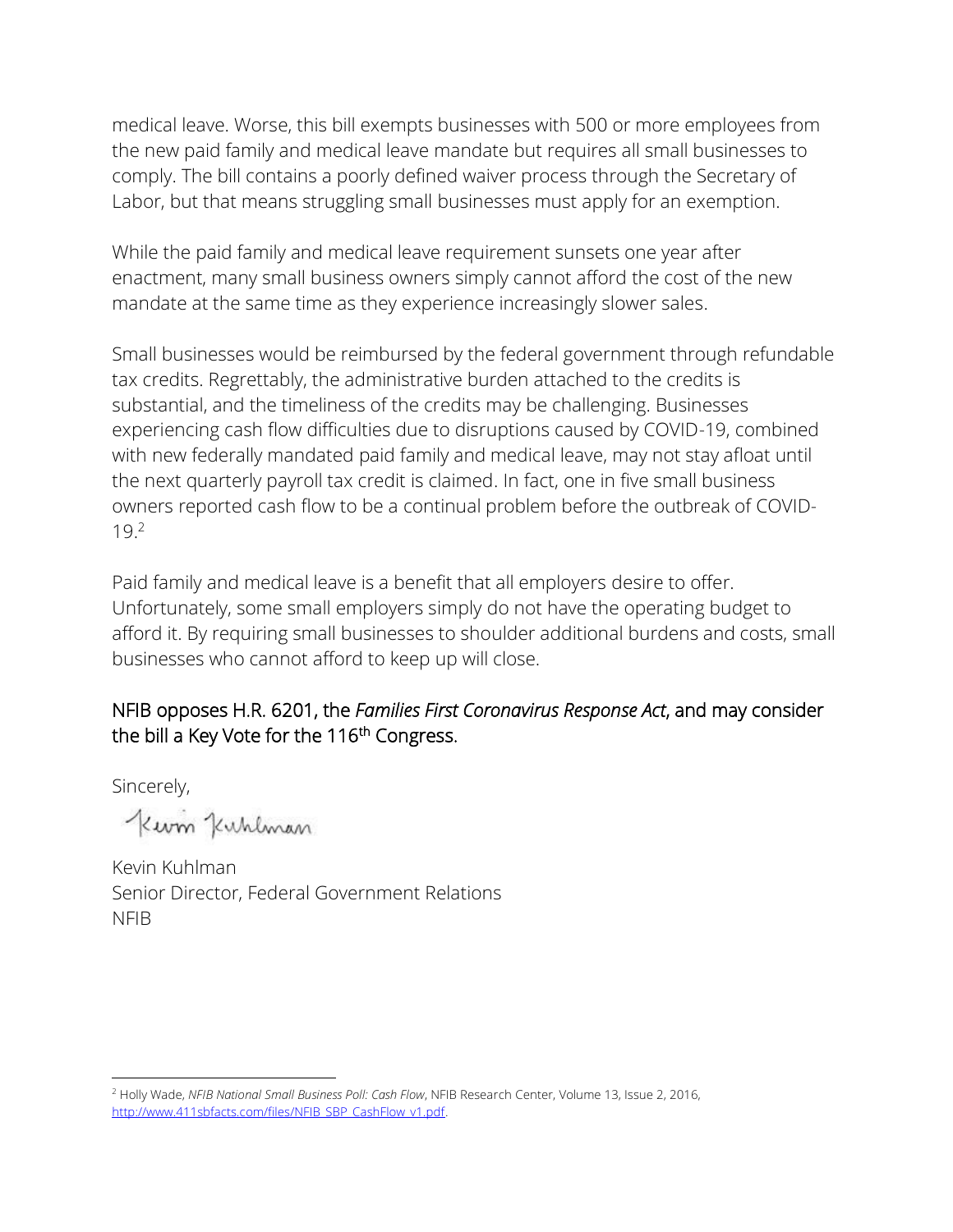medical leave. Worse, this bill exempts businesses with 500 or more employees from the new paid family and medical leave mandate but requires all small businesses to comply. The bill contains a poorly defined waiver process through the Secretary of Labor, but that means struggling small businesses must apply for an exemption.

While the paid family and medical leave requirement sunsets one year after enactment, many small business owners simply cannot afford the cost of the new mandate at the same time as they experience increasingly slower sales.

Small businesses would be reimbursed by the federal government through refundable tax credits. Regrettably, the administrative burden attached to the credits is substantial, and the timeliness of the credits may be challenging. Businesses experiencing cash flow difficulties due to disruptions caused by COVID-19, combined with new federally mandated paid family and medical leave, may not stay afloat until the next quarterly payroll tax credit is claimed. In fact, one in five small business owners reported cash flow to be a continual problem before the outbreak of COVID-19.[2]

Paid family and medical leave is a benefit that all employers desire to offer. Unfortunately, some small employers simply do not have the operating budget to afford it. By requiring small businesses to shoulder additional burdens and costs, small businesses who cannot afford to keep up will close.

NFIB opposes H.R. 6201, the *Families First Coronavirus Response Act*, and may consider the bill a Key Vote for the 116th Congress.

Sincerely,

Kevin Kuhlman

Kevin Kuhlman
Senior Director, Federal Government Relations
NFIB

---

[2] Holly Wade, *NFIB National Small Business Poll: Cash Flow*, NFIB Research Center, Volume 13, Issue 2, 2016, http://www.411sbfacts.com/files/NFIB_SBP_CashFlow_v1.pdf.